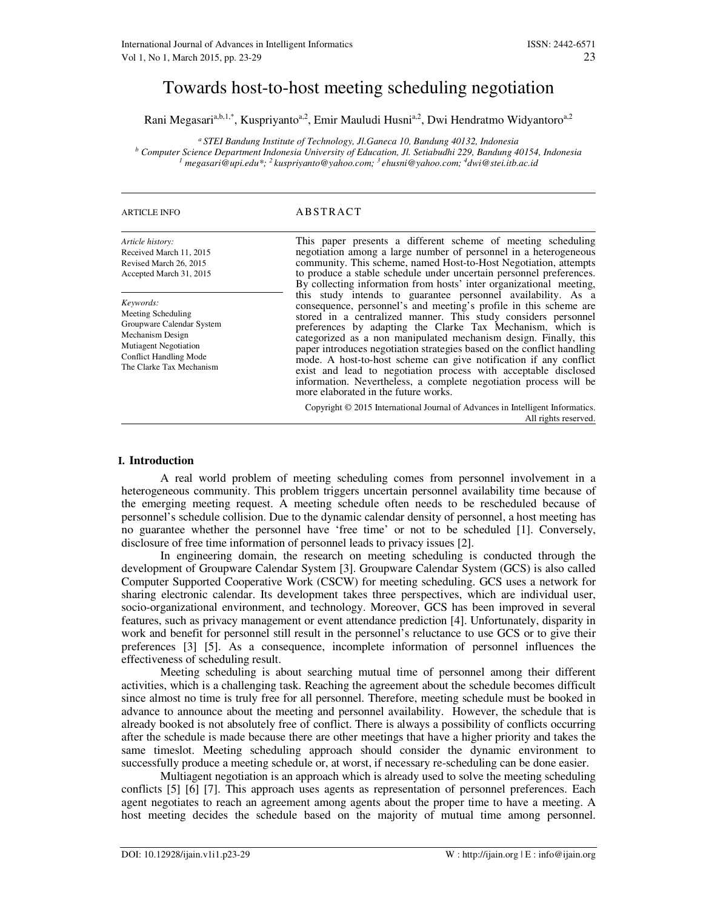# Towards host-to-host meeting scheduling negotiation

Rani Megasari[a,b,1,*], Kuspriyanto[a,2], Emir Mauludi Husni[a,2], Dwi Hendratmo Widyantoro[a,2]

[a] STEI Bandung Institute of Technology, Jl.Ganeca 10, Bandung 40132, Indonesia
[b] Computer Science Department Indonesia University of Education, Jl. Setiabudhi 229, Bandung 40154, Indonesia
[1] megasari@upi.edu*; [2] kuspriyanto@yahoo.com; [3] ehusni@yahoo.com; [4]dwi@stei.itb.ac.id

**ARTICLE INFO**

*Article history:*
Received March 11, 2015
Revised March 26, 2015
Accepted March 31, 2015

*Keywords:*
Meeting Scheduling
Groupware Calendar System
Mechanism Design
Mutiagent Negotiation
Conflict Handling Mode
The Clarke Tax Mechanism

**ABSTRACT**

This paper presents a different scheme of meeting scheduling negotiation among a large number of personnel in a heterogeneous community. This scheme, named Host-to-Host Negotiation, attempts to produce a stable schedule under uncertain personnel preferences. By collecting information from hosts' inter organizational meeting, this study intends to guarantee personnel availability. As a consequence, personnel's and meeting's profile in this scheme are stored in a centralized manner. This study considers personnel preferences by adapting the Clarke Tax Mechanism, which is categorized as a non manipulated mechanism design. Finally, this paper introduces negotiation strategies based on the conflict handling mode. A host-to-host scheme can give notification if any conflict exist and lead to negotiation process with acceptable disclosed information. Nevertheless, a complete negotiation process will be more elaborated in the future works.

Copyright © 2015 International Journal of Advances in Intelligent Informatics. All rights reserved.

## I. Introduction

A real world problem of meeting scheduling comes from personnel involvement in a heterogeneous community. This problem triggers uncertain personnel availability time because of the emerging meeting request. A meeting schedule often needs to be rescheduled because of personnel's schedule collision. Due to the dynamic calendar density of personnel, a host meeting has no guarantee whether the personnel have 'free time' or not to be scheduled [1]. Conversely, disclosure of free time information of personnel leads to privacy issues [2].

In engineering domain, the research on meeting scheduling is conducted through the development of Groupware Calendar System [3]. Groupware Calendar System (GCS) is also called Computer Supported Cooperative Work (CSCW) for meeting scheduling. GCS uses a network for sharing electronic calendar. Its development takes three perspectives, which are individual user, socio-organizational environment, and technology. Moreover, GCS has been improved in several features, such as privacy management or event attendance prediction [4]. Unfortunately, disparity in work and benefit for personnel still result in the personnel's reluctance to use GCS or to give their preferences [3] [5]. As a consequence, incomplete information of personnel influences the effectiveness of scheduling result.

Meeting scheduling is about searching mutual time of personnel among their different activities, which is a challenging task. Reaching the agreement about the schedule becomes difficult since almost no time is truly free for all personnel. Therefore, meeting schedule must be booked in advance to announce about the meeting and personnel availability. However, the schedule that is already booked is not absolutely free of conflict. There is always a possibility of conflicts occurring after the schedule is made because there are other meetings that have a higher priority and takes the same timeslot. Meeting scheduling approach should consider the dynamic environment to successfully produce a meeting schedule or, at worst, if necessary re-scheduling can be done easier.

Multiagent negotiation is an approach which is already used to solve the meeting scheduling conflicts [5] [6] [7]. This approach uses agents as representation of personnel preferences. Each agent negotiates to reach an agreement among agents about the proper time to have a meeting. A host meeting decides the schedule based on the majority of mutual time among personnel.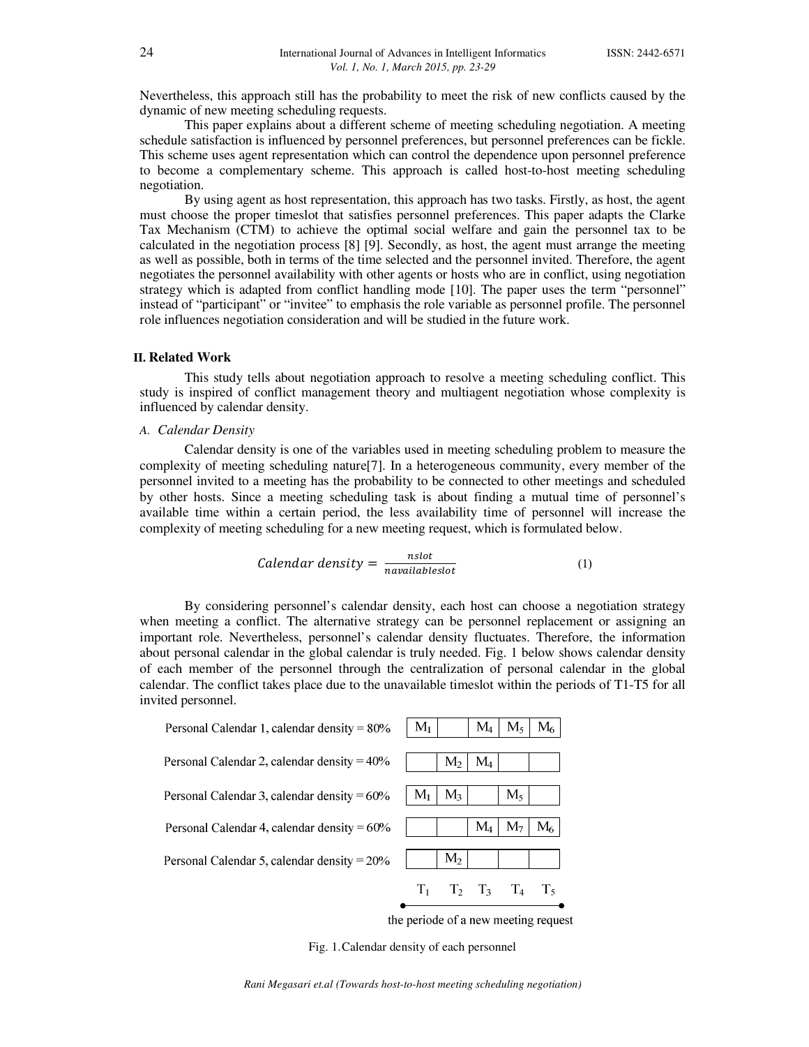Nevertheless, this approach still has the probability to meet the risk of new conflicts caused by the dynamic of new meeting scheduling requests.

This paper explains about a different scheme of meeting scheduling negotiation. A meeting schedule satisfaction is influenced by personnel preferences, but personnel preferences can be fickle. This scheme uses agent representation which can control the dependence upon personnel preference to become a complementary scheme. This approach is called host-to-host meeting scheduling negotiation.

By using agent as host representation, this approach has two tasks. Firstly, as host, the agent must choose the proper timeslot that satisfies personnel preferences. This paper adapts the Clarke Tax Mechanism (CTM) to achieve the optimal social welfare and gain the personnel tax to be calculated in the negotiation process [8] [9]. Secondly, as host, the agent must arrange the meeting as well as possible, both in terms of the time selected and the personnel invited. Therefore, the agent negotiates the personnel availability with other agents or hosts who are in conflict, using negotiation strategy which is adapted from conflict handling mode [10]. The paper uses the term "personnel" instead of "participant" or "invitee" to emphasis the role variable as personnel profile. The personnel role influences negotiation consideration and will be studied in the future work.

## II. Related Work

This study tells about negotiation approach to resolve a meeting scheduling conflict. This study is inspired of conflict management theory and multiagent negotiation whose complexity is influenced by calendar density.

### *A. Calendar Density*

Calendar density is one of the variables used in meeting scheduling problem to measure the complexity of meeting scheduling nature[7]. In a heterogeneous community, every member of the personnel invited to a meeting has the probability to be connected to other meetings and scheduled by other hosts. Since a meeting scheduling task is about finding a mutual time of personnel's available time within a certain period, the less availability time of personnel will increase the complexity of meeting scheduling for a new meeting request, which is formulated below.

$$Calendar\ density = \frac{nslot}{navailableslot} \qquad (1)$$

By considering personnel's calendar density, each host can choose a negotiation strategy when meeting a conflict. The alternative strategy can be personnel replacement or assigning an important role. Nevertheless, personnel's calendar density fluctuates. Therefore, the information about personal calendar in the global calendar is truly needed. Fig. 1 below shows calendar density of each member of the personnel through the centralization of personal calendar in the global calendar. The conflict takes place due to the unavailable timeslot within the periods of T1-T5 for all invited personnel.

| | $T_1$ | $T_2$ | $T_3$ | $T_4$ | $T_5$ |
|---|---|---|---|---|---|
| Personal Calendar 1, calendar density = 80% | $M_1$ | | $M_4$ | $M_5$ | $M_6$ |
| Personal Calendar 2, calendar density = 40% | | $M_2$ | $M_4$ | | |
| Personal Calendar 3, calendar density = 60% | $M_1$ | $M_3$ | | $M_5$ | |
| Personal Calendar 4, calendar density = 60% | | | $M_4$ | $M_7$ | $M_6$ |
| Personal Calendar 5, calendar density = 20% | | $M_2$ | | | |

the periode of a new meeting request

Fig. 1. Calendar density of each personnel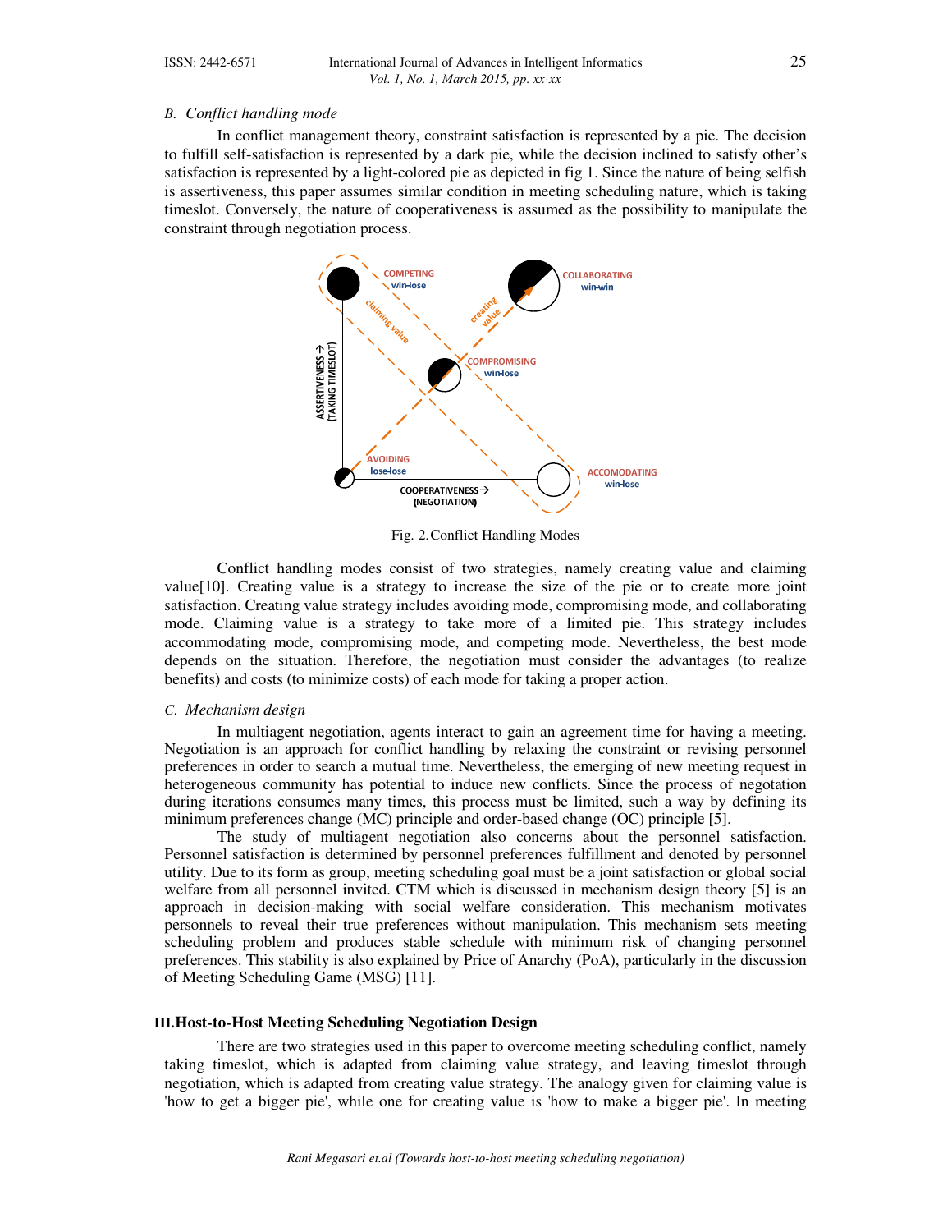### B. Conflict handling mode

In conflict management theory, constraint satisfaction is represented by a pie. The decision to fulfill self-satisfaction is represented by a dark pie, while the decision inclined to satisfy other's satisfaction is represented by a light-colored pie as depicted in fig 1. Since the nature of being selfish is assertiveness, this paper assumes similar condition in meeting scheduling nature, which is taking timeslot. Conversely, the nature of cooperativeness is assumed as the possibility to manipulate the constraint through negotiation process.

Fig. 2. Conflict Handling Modes

Conflict handling modes consist of two strategies, namely creating value and claiming value[10]. Creating value is a strategy to increase the size of the pie or to create more joint satisfaction. Creating value strategy includes avoiding mode, compromising mode, and collaborating mode. Claiming value is a strategy to take more of a limited pie. This strategy includes accommodating mode, compromising mode, and competing mode. Nevertheless, the best mode depends on the situation. Therefore, the negotiation must consider the advantages (to realize benefits) and costs (to minimize costs) of each mode for taking a proper action.

### C. Mechanism design

In multiagent negotiation, agents interact to gain an agreement time for having a meeting. Negotiation is an approach for conflict handling by relaxing the constraint or revising personnel preferences in order to search a mutual time. Nevertheless, the emerging of new meeting request in heterogeneous community has potential to induce new conflicts. Since the process of negotation during iterations consumes many times, this process must be limited, such a way by defining its minimum preferences change (MC) principle and order-based change (OC) principle [5].

The study of multiagent negotiation also concerns about the personnel satisfaction. Personnel satisfaction is determined by personnel preferences fulfillment and denoted by personnel utility. Due to its form as group, meeting scheduling goal must be a joint satisfaction or global social welfare from all personnel invited. CTM which is discussed in mechanism design theory [5] is an approach in decision-making with social welfare consideration. This mechanism motivates personnels to reveal their true preferences without manipulation. This mechanism sets meeting scheduling problem and produces stable schedule with minimum risk of changing personnel preferences. This stability is also explained by Price of Anarchy (PoA), particularly in the discussion of Meeting Scheduling Game (MSG) [11].

## III. Host-to-Host Meeting Scheduling Negotiation Design

There are two strategies used in this paper to overcome meeting scheduling conflict, namely taking timeslot, which is adapted from claiming value strategy, and leaving timeslot through negotiation, which is adapted from creating value strategy. The analogy given for claiming value is 'how to get a bigger pie', while one for creating value is 'how to make a bigger pie'. In meeting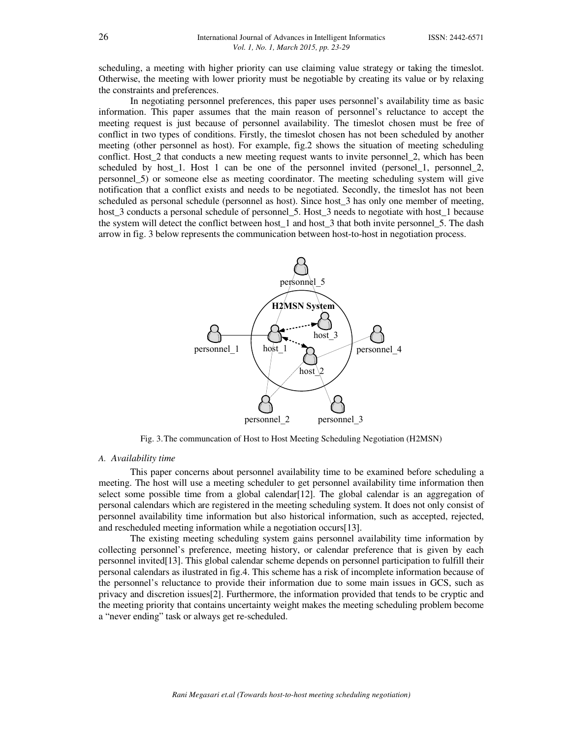scheduling, a meeting with higher priority can use claiming value strategy or taking the timeslot. Otherwise, the meeting with lower priority must be negotiable by creating its value or by relaxing the constraints and preferences.

In negotiating personnel preferences, this paper uses personnel's availability time as basic information. This paper assumes that the main reason of personnel's reluctance to accept the meeting request is just because of personnel availability. The timeslot chosen must be free of conflict in two types of conditions. Firstly, the timeslot chosen has not been scheduled by another meeting (other personnel as host). For example, fig.2 shows the situation of meeting scheduling conflict. Host_2 that conducts a new meeting request wants to invite personnel_2, which has been scheduled by host_1. Host 1 can be one of the personnel invited (personel_1, personnel_2, personnel_5) or someone else as meeting coordinator. The meeting scheduling system will give notification that a conflict exists and needs to be negotiated. Secondly, the timeslot has not been scheduled as personal schedule (personnel as host). Since host_3 has only one member of meeting, host_3 conducts a personal schedule of personnel_5. Host_3 needs to negotiate with host_1 becasue the system will detect the conflict between host_1 and host_3 that both invite personnel_5. The dash arrow in fig. 3 below represents the communication between host-to-host in negotiation process.

Fig. 3. The communcation of Host to Host Meeting Scheduling Negotiation (H2MSN)

### A. *Availability time*

This paper concerns about personnel availability time to be examined before scheduling a meeting. The host will use a meeting scheduler to get personnel availability time information then select some possible time from a global calendar[12]. The global calendar is an aggregation of personal calendars which are registered in the meeting scheduling system. It does not only consist of personnel availability time information but also historical information, such as accepted, rejected, and rescheduled meeting information while a negotiation occurs[13].

The existing meeting scheduling system gains personnel availability time information by collecting personnel's preference, meeting history, or calendar preference that is given by each personnel invited[13]. This global calendar scheme depends on personnel participation to fulfill their personal calendars as ilustrated in fig.4. This scheme has a risk of incomplete information because of the personnel's reluctance to provide their information due to some main issues in GCS, such as privacy and discretion issues[2]. Furthermore, the information provided that tends to be cryptic and the meeting priority that contains uncertainty weight makes the meeting scheduling problem become a "never ending" task or always get re-scheduled.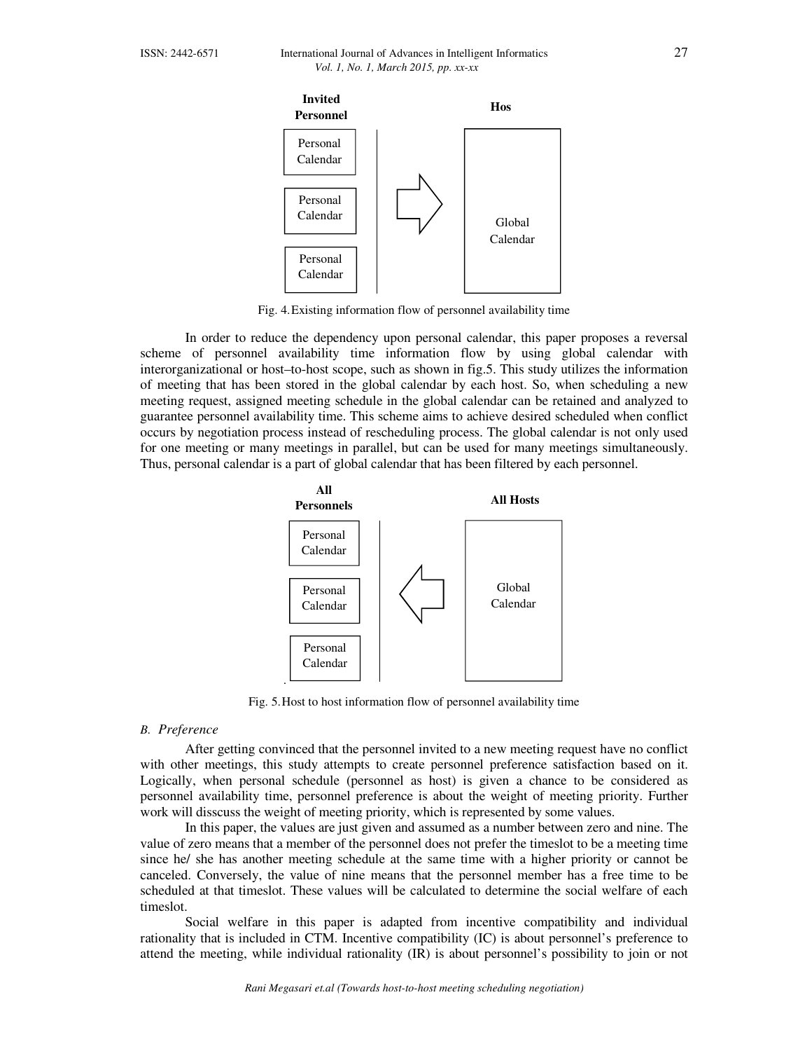**Invited Personnel** | **Hos**

Personal Calendar

Personal Calendar

Personal Calendar

Global Calendar

Fig. 4. Existing information flow of personnel availability time

In order to reduce the dependency upon personal calendar, this paper proposes a reversal scheme of personnel availability time information flow by using global calendar with interorganizational or host–to-host scope, such as shown in fig.5. This study utilizes the information of meeting that has been stored in the global calendar by each host. So, when scheduling a new meeting request, assigned meeting schedule in the global calendar can be retained and analyzed to guarantee personnel availability time. This scheme aims to achieve desired scheduled when conflict occurs by negotiation process instead of rescheduling process. The global calendar is not only used for one meeting or many meetings in parallel, but can be used for many meetings simultaneously. Thus, personal calendar is a part of global calendar that has been filtered by each personnel.

**All Personnels** | **All Hosts**

Personal Calendar

Personal Calendar

Personal Calendar

Global Calendar

Fig. 5. Host to host information flow of personnel availability time

### *B. Preference*

After getting convinced that the personnel invited to a new meeting request have no conflict with other meetings, this study attempts to create personnel preference satisfaction based on it. Logically, when personal schedule (personnel as host) is given a chance to be considered as personnel availability time, personnel preference is about the weight of meeting priority. Further work will disscuss the weight of meeting priority, which is represented by some values.

In this paper, the values are just given and assumed as a number between zero and nine. The value of zero means that a member of the personnel does not prefer the timeslot to be a meeting time since he/ she has another meeting schedule at the same time with a higher priority or cannot be canceled. Conversely, the value of nine means that the personnel member has a free time to be scheduled at that timeslot. These values will be calculated to determine the social welfare of each timeslot.

Social welfare in this paper is adapted from incentive compatibility and individual rationality that is included in CTM. Incentive compatibility (IC) is about personnel's preference to attend the meeting, while individual rationality (IR) is about personnel's possibility to join or not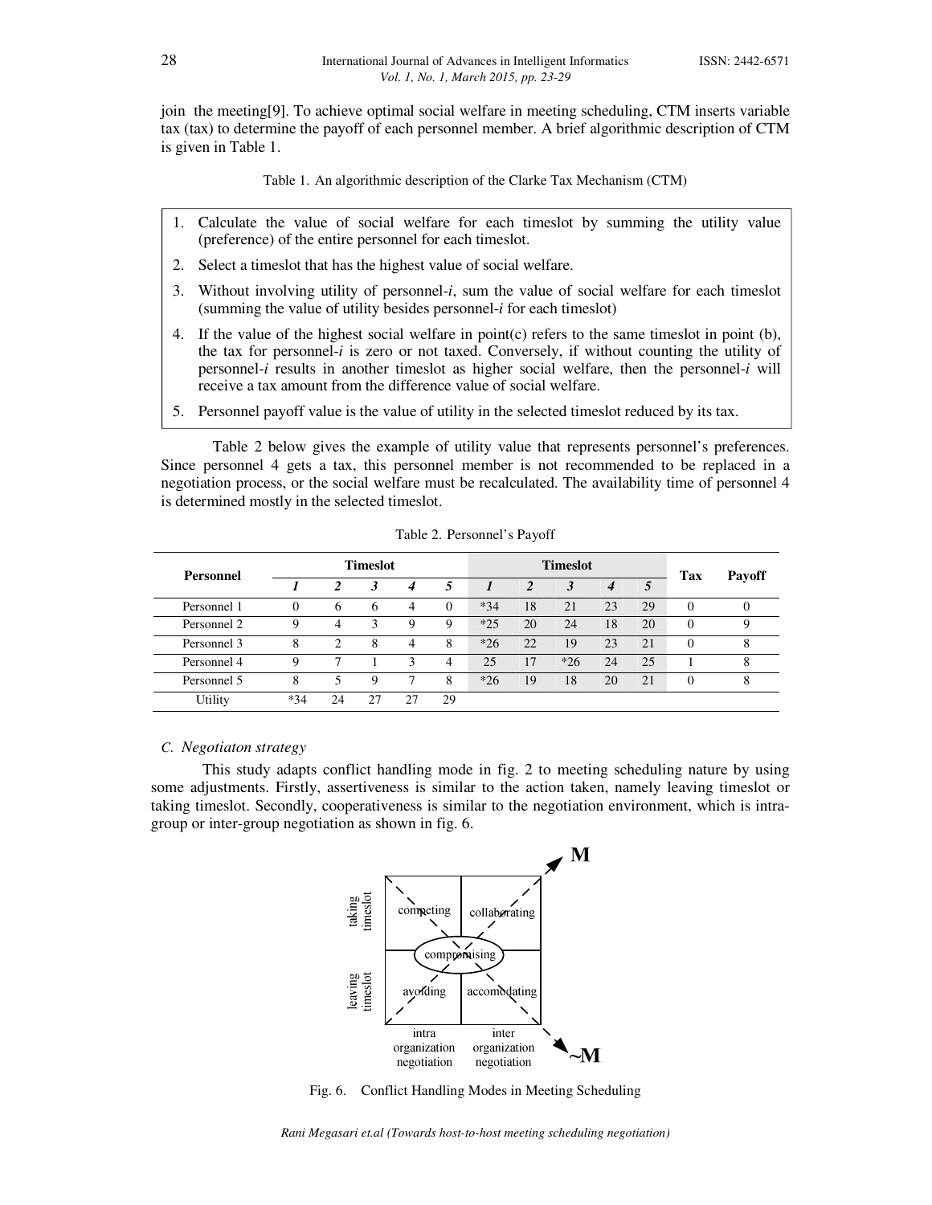join the meeting[9]. To achieve optimal social welfare in meeting scheduling, CTM inserts variable tax (tax) to determine the payoff of each personnel member. A brief algorithmic description of CTM is given in Table 1.

Table 1. An algorithmic description of the Clarke Tax Mechanism (CTM)

1. Calculate the value of social welfare for each timeslot by summing the utility value (preference) of the entire personnel for each timeslot.
2. Select a timeslot that has the highest value of social welfare.
3. Without involving utility of personnel-*i*, sum the value of social welfare for each timeslot (summing the value of utility besides personnel-*i* for each timeslot)
4. If the value of the highest social welfare in point(c) refers to the same timeslot in point (b), the tax for personnel-*i* is zero or not taxed. Conversely, if without counting the utility of personnel-*i* results in another timeslot as higher social welfare, then the personnel-*i* will receive a tax amount from the difference value of social welfare.
5. Personnel payoff value is the value of utility in the selected timeslot reduced by its tax.

Table 2 below gives the example of utility value that represents personnel's preferences. Since personnel 4 gets a tax, this personnel member is not recommended to be replaced in a negotiation process, or the social welfare must be recalculated. The availability time of personnel 4 is determined mostly in the selected timeslot.

Table 2. Personnel's Payoff

| Personnel | Timeslot | | | | | Timeslot | | | | | Tax | Payoff |
|---|---|---|---|---|---|---|---|---|---|---|---|---|
| | *1* | *2* | *3* | *4* | *5* | *1* | *2* | *3* | *4* | *5* | | |
| Personnel 1 | 0 | 6 | 6 | 4 | 0 | *34 | 18 | 21 | 23 | 29 | 0 | 0 |
| Personnel 2 | 9 | 4 | 3 | 9 | 9 | *25 | 20 | 24 | 18 | 20 | 0 | 9 |
| Personnel 3 | 8 | 2 | 8 | 4 | 8 | *26 | 22 | 19 | 23 | 21 | 0 | 8 |
| Personnel 4 | 9 | 7 | 1 | 3 | 4 | 25 | 17 | *26 | 24 | 25 | 1 | 8 |
| Personnel 5 | 8 | 5 | 9 | 7 | 8 | *26 | 19 | 18 | 20 | 21 | 0 | 8 |
| Utility | *34 | 24 | 27 | 27 | 29 | | | | | | | |

### C. Negotiaton strategy

This study adapts conflict handling mode in fig. 2 to meeting scheduling nature by using some adjustments. Firstly, assertiveness is similar to the action taken, namely leaving timeslot or taking timeslot. Secondly, cooperativeness is similar to the negotiation environment, which is intra-group or inter-group negotiation as shown in fig. 6.

Fig. 6. Conflict Handling Modes in Meeting Scheduling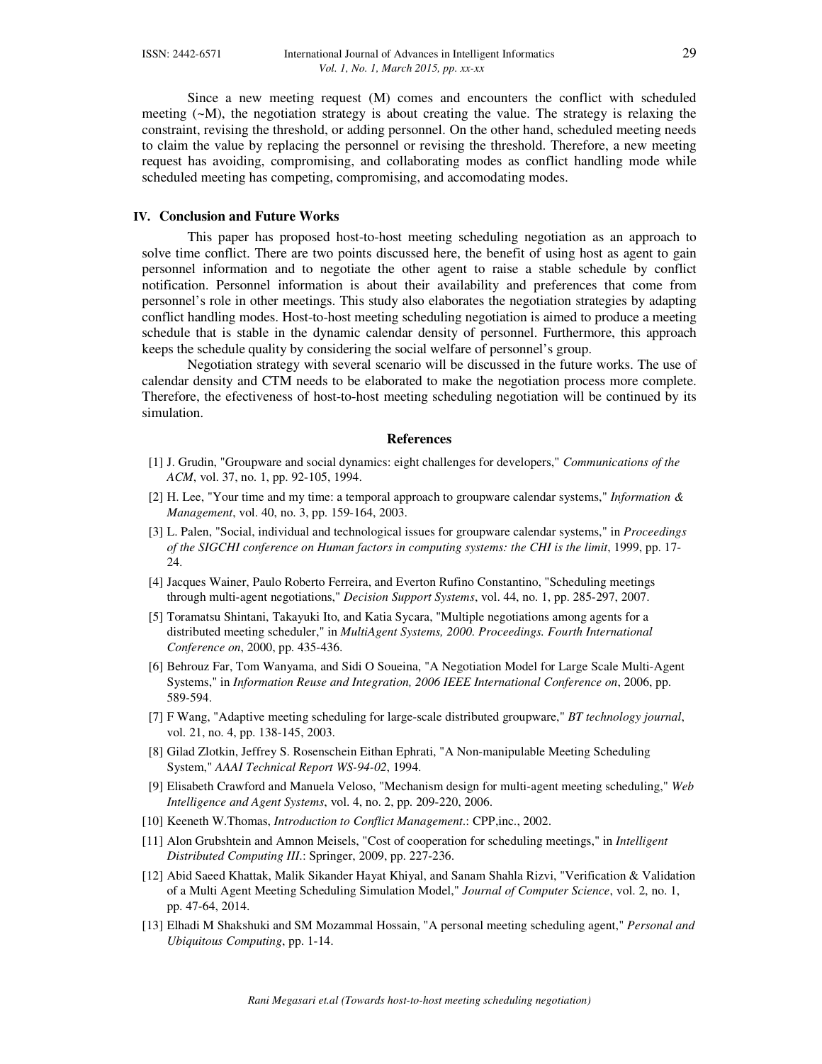Since a new meeting request (M) comes and encounters the conflict with scheduled meeting (~M), the negotiation strategy is about creating the value. The strategy is relaxing the constraint, revising the threshold, or adding personnel. On the other hand, scheduled meeting needs to claim the value by replacing the personnel or revising the threshold. Therefore, a new meeting request has avoiding, compromising, and collaborating modes as conflict handling mode while scheduled meeting has competing, compromising, and accomodating modes.

## IV. Conclusion and Future Works

This paper has proposed host-to-host meeting scheduling negotiation as an approach to solve time conflict. There are two points discussed here, the benefit of using host as agent to gain personnel information and to negotiate the other agent to raise a stable schedule by conflict notification. Personnel information is about their availability and preferences that come from personnel's role in other meetings. This study also elaborates the negotiation strategies by adapting conflict handling modes. Host-to-host meeting scheduling negotiation is aimed to produce a meeting schedule that is stable in the dynamic calendar density of personnel. Furthermore, this approach keeps the schedule quality by considering the social welfare of personnel's group.

Negotiation strategy with several scenario will be discussed in the future works. The use of calendar density and CTM needs to be elaborated to make the negotiation process more complete. Therefore, the efectiveness of host-to-host meeting scheduling negotiation will be continued by its simulation.

## References

[1] J. Grudin, "Groupware and social dynamics: eight challenges for developers," *Communications of the ACM*, vol. 37, no. 1, pp. 92-105, 1994.

[2] H. Lee, "Your time and my time: a temporal approach to groupware calendar systems," *Information & Management*, vol. 40, no. 3, pp. 159-164, 2003.

[3] L. Palen, "Social, individual and technological issues for groupware calendar systems," in *Proceedings of the SIGCHI conference on Human factors in computing systems: the CHI is the limit*, 1999, pp. 17-24.

[4] Jacques Wainer, Paulo Roberto Ferreira, and Everton Rufino Constantino, "Scheduling meetings through multi-agent negotiations," *Decision Support Systems*, vol. 44, no. 1, pp. 285-297, 2007.

[5] Toramatsu Shintani, Takayuki Ito, and Katia Sycara, "Multiple negotiations among agents for a distributed meeting scheduler," in *MultiAgent Systems, 2000. Proceedings. Fourth International Conference on*, 2000, pp. 435-436.

[6] Behrouz Far, Tom Wanyama, and Sidi O Soueina, "A Negotiation Model for Large Scale Multi-Agent Systems," in *Information Reuse and Integration, 2006 IEEE International Conference on*, 2006, pp. 589-594.

[7] F Wang, "Adaptive meeting scheduling for large-scale distributed groupware," *BT technology journal*, vol. 21, no. 4, pp. 138-145, 2003.

[8] Gilad Zlotkin, Jeffrey S. Rosenschein Eithan Ephrati, "A Non-manipulable Meeting Scheduling System," *AAAI Technical Report WS-94-02*, 1994.

[9] Elisabeth Crawford and Manuela Veloso, "Mechanism design for multi-agent meeting scheduling," *Web Intelligence and Agent Systems*, vol. 4, no. 2, pp. 209-220, 2006.

[10] Keeneth W.Thomas, *Introduction to Conflict Management.*: CPP,inc., 2002.

[11] Alon Grubshtein and Amnon Meisels, "Cost of cooperation for scheduling meetings," in *Intelligent Distributed Computing III.*: Springer, 2009, pp. 227-236.

[12] Abid Saeed Khattak, Malik Sikander Hayat Khiyal, and Sanam Shahla Rizvi, "Verification & Validation of a Multi Agent Meeting Scheduling Simulation Model," *Journal of Computer Science*, vol. 2, no. 1, pp. 47-64, 2014.

[13] Elhadi M Shakshuki and SM Mozammal Hossain, "A personal meeting scheduling agent," *Personal and Ubiquitous Computing*, pp. 1-14.